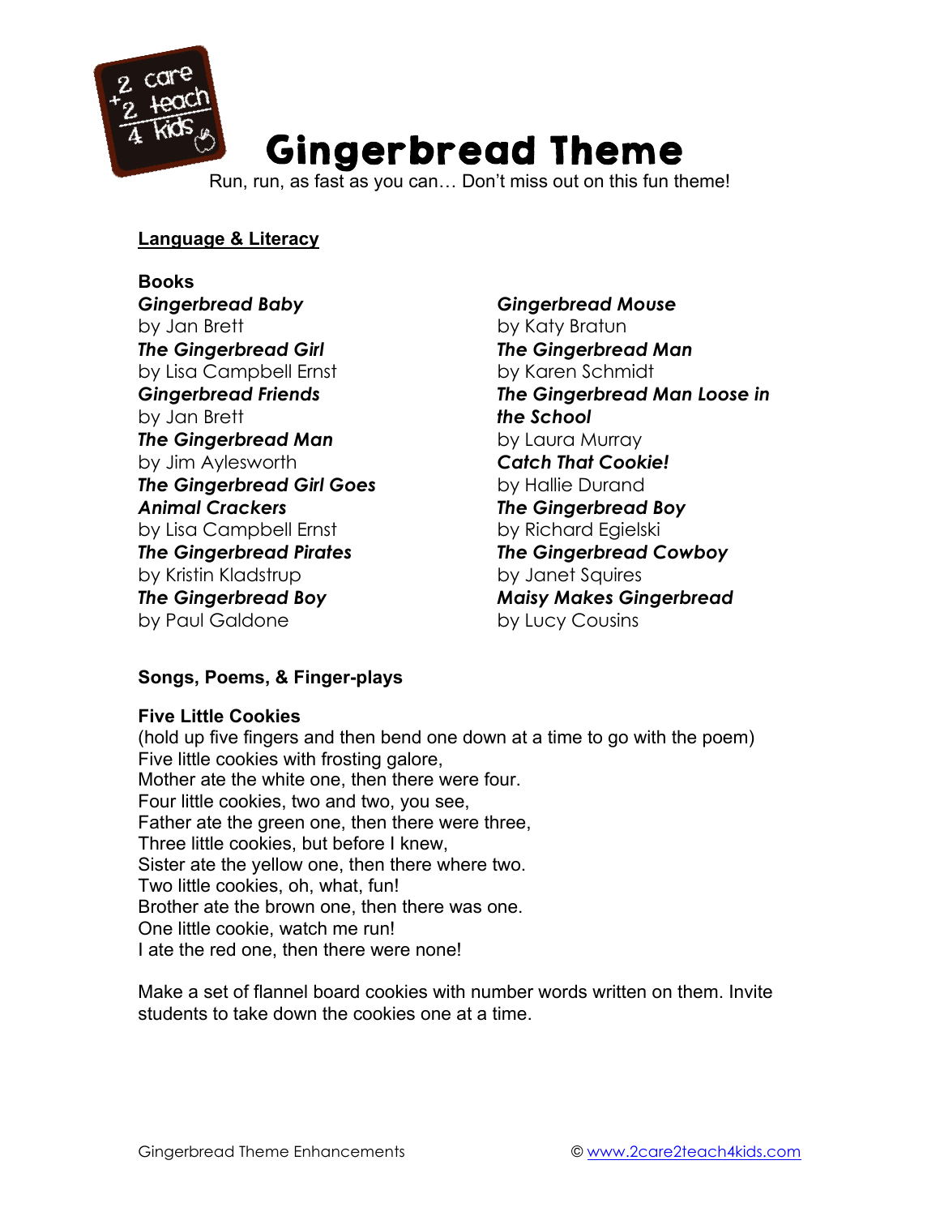# Gingerbread Theme

Run, run, as fast as you can… Don't miss out on this fun theme!

## Language & Literacy

### Books

***Gingerbread Baby***
by Jan Brett

***The Gingerbread Girl***
by Lisa Campbell Ernst

***Gingerbread Friends***
by Jan Brett

***The Gingerbread Man***
by Jim Aylesworth

***The Gingerbread Girl Goes Animal Crackers***
by Lisa Campbell Ernst

***The Gingerbread Pirates***
by Kristin Kladstrup

***The Gingerbread Boy***
by Paul Galdone

***Gingerbread Mouse***
by Katy Bratun

***The Gingerbread Man***
by Karen Schmidt

***The Gingerbread Man Loose in the School***
by Laura Murray

***Catch That Cookie!***
by Hallie Durand

***The Gingerbread Boy***
by Richard Egielski

***The Gingerbread Cowboy***
by Janet Squires

***Maisy Makes Gingerbread***
by Lucy Cousins

### Songs, Poems, & Finger-plays

**Five Little Cookies**

(hold up five fingers and then bend one down at a time to go with the poem)
Five little cookies with frosting galore,
Mother ate the white one, then there were four.
Four little cookies, two and two, you see,
Father ate the green one, then there were three,
Three little cookies, but before I knew,
Sister ate the yellow one, then there where two.
Two little cookies, oh, what, fun!
Brother ate the brown one, then there was one.
One little cookie, watch me run!
I ate the red one, then there were none!

Make a set of flannel board cookies with number words written on them. Invite students to take down the cookies one at a time.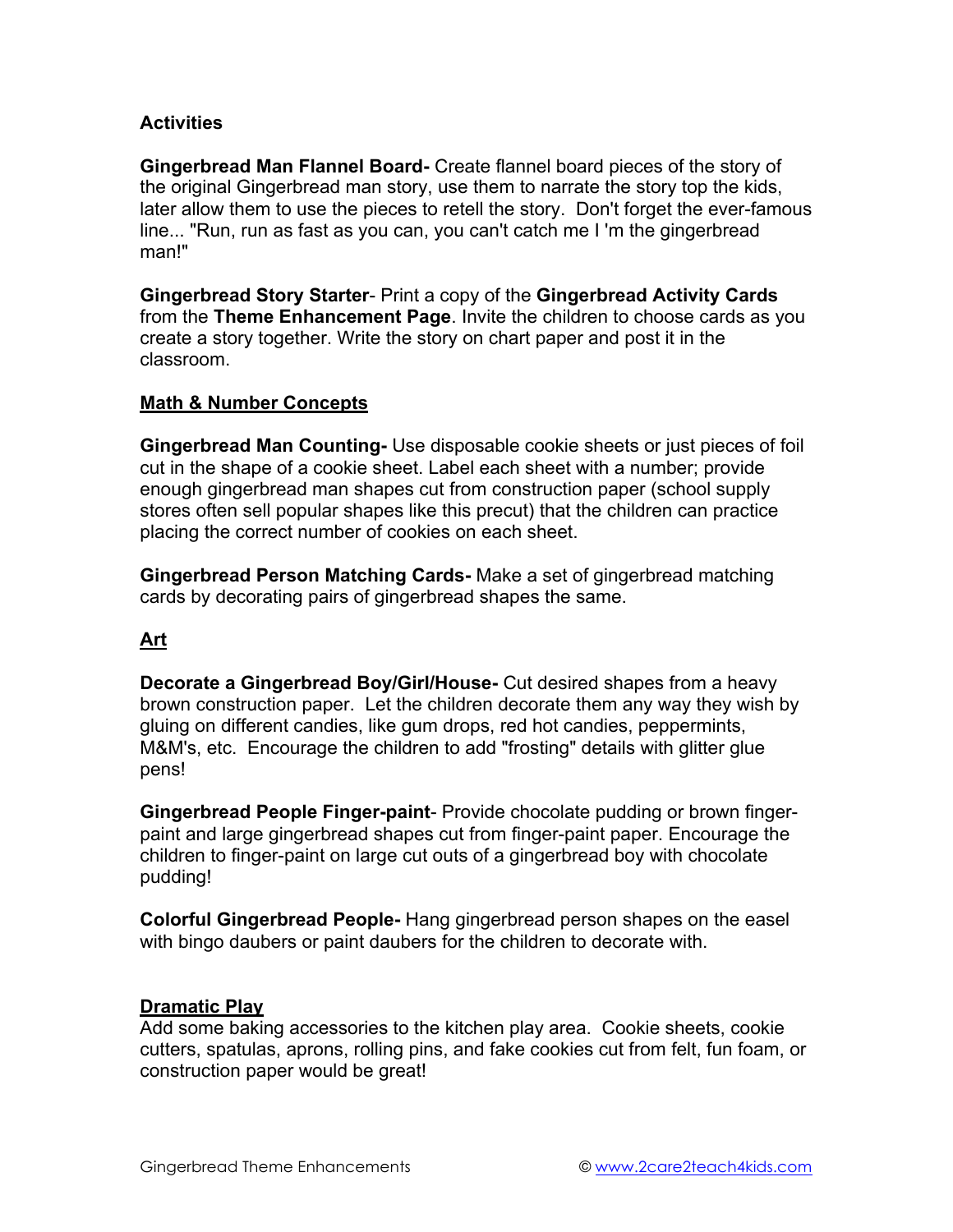**Activities**

**Gingerbread Man Flannel Board-** Create flannel board pieces of the story of the original Gingerbread man story, use them to narrate the story top the kids, later allow them to use the pieces to retell the story. Don't forget the ever-famous line... "Run, run as fast as you can, you can't catch me I 'm the gingerbread man!"

**Gingerbread Story Starter**- Print a copy of the **Gingerbread Activity Cards** from the **Theme Enhancement Page**. Invite the children to choose cards as you create a story together. Write the story on chart paper and post it in the classroom.

## Math & Number Concepts

**Gingerbread Man Counting-** Use disposable cookie sheets or just pieces of foil cut in the shape of a cookie sheet. Label each sheet with a number; provide enough gingerbread man shapes cut from construction paper (school supply stores often sell popular shapes like this precut) that the children can practice placing the correct number of cookies on each sheet.

**Gingerbread Person Matching Cards-** Make a set of gingerbread matching cards by decorating pairs of gingerbread shapes the same.

## Art

**Decorate a Gingerbread Boy/Girl/House-** Cut desired shapes from a heavy brown construction paper. Let the children decorate them any way they wish by gluing on different candies, like gum drops, red hot candies, peppermints, M&M's, etc. Encourage the children to add "frosting" details with glitter glue pens!

**Gingerbread People Finger-paint**- Provide chocolate pudding or brown finger-paint and large gingerbread shapes cut from finger-paint paper. Encourage the children to finger-paint on large cut outs of a gingerbread boy with chocolate pudding!

**Colorful Gingerbread People-** Hang gingerbread person shapes on the easel with bingo daubers or paint daubers for the children to decorate with.

## Dramatic Play

Add some baking accessories to the kitchen play area. Cookie sheets, cookie cutters, spatulas, aprons, rolling pins, and fake cookies cut from felt, fun foam, or construction paper would be great!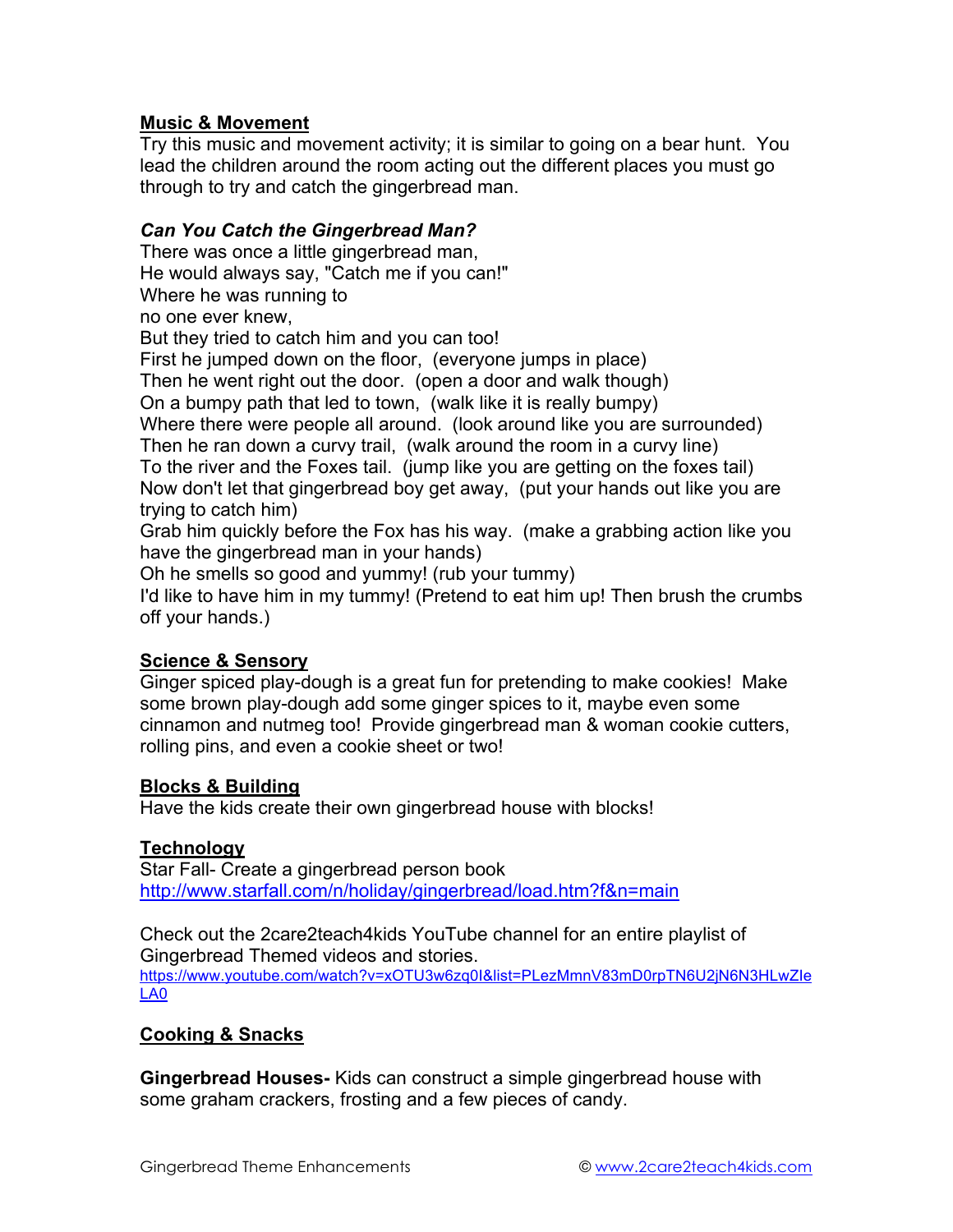## Music & Movement

Try this music and movement activity; it is similar to going on a bear hunt. You lead the children around the room acting out the different places you must go through to try and catch the gingerbread man.

***Can You Catch the Gingerbread Man?***

There was once a little gingerbread man,
He would always say, "Catch me if you can!"
Where he was running to
no one ever knew,
But they tried to catch him and you can too!
First he jumped down on the floor, (everyone jumps in place)
Then he went right out the door. (open a door and walk though)
On a bumpy path that led to town, (walk like it is really bumpy)
Where there were people all around. (look around like you are surrounded)
Then he ran down a curvy trail, (walk around the room in a curvy line)
To the river and the Foxes tail. (jump like you are getting on the foxes tail)
Now don't let that gingerbread boy get away, (put your hands out like you are trying to catch him)
Grab him quickly before the Fox has his way. (make a grabbing action like you have the gingerbread man in your hands)
Oh he smells so good and yummy! (rub your tummy)
I'd like to have him in my tummy! (Pretend to eat him up! Then brush the crumbs off your hands.)

## Science & Sensory

Ginger spiced play-dough is a great fun for pretending to make cookies! Make some brown play-dough add some ginger spices to it, maybe even some cinnamon and nutmeg too! Provide gingerbread man & woman cookie cutters, rolling pins, and even a cookie sheet or two!

## Blocks & Building

Have the kids create their own gingerbread house with blocks!

## Technology

Star Fall- Create a gingerbread person book
http://www.starfall.com/n/holiday/gingerbread/load.htm?f&n=main

Check out the 2care2teach4kids YouTube channel for an entire playlist of Gingerbread Themed videos and stories.
https://www.youtube.com/watch?v=xOTU3w6zq0I&list=PLezMmnV83mD0rpTN6U2jN6N3HLwZIeLA0

## Cooking & Snacks

**Gingerbread Houses-** Kids can construct a simple gingerbread house with some graham crackers, frosting and a few pieces of candy.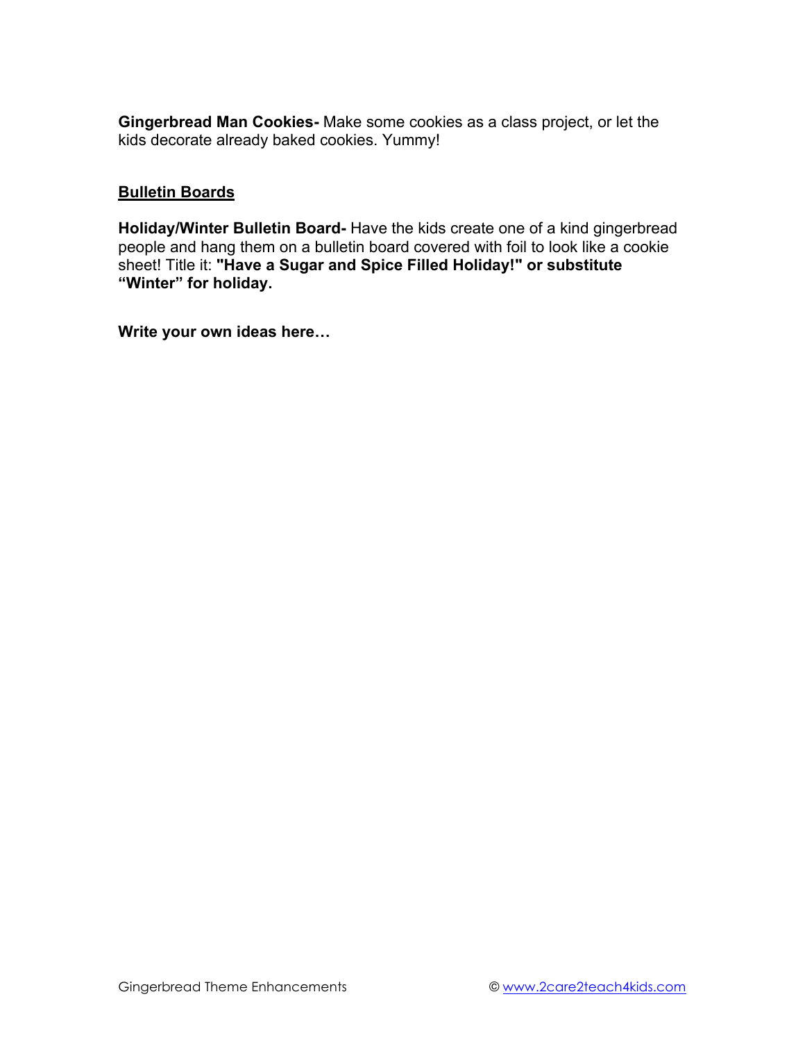**Gingerbread Man Cookies-** Make some cookies as a class project, or let the kids decorate already baked cookies. Yummy!

## Bulletin Boards

**Holiday/Winter Bulletin Board-** Have the kids create one of a kind gingerbread people and hang them on a bulletin board covered with foil to look like a cookie sheet! Title it: **"Have a Sugar and Spice Filled Holiday!" or substitute "Winter" for holiday.**

**Write your own ideas here…**